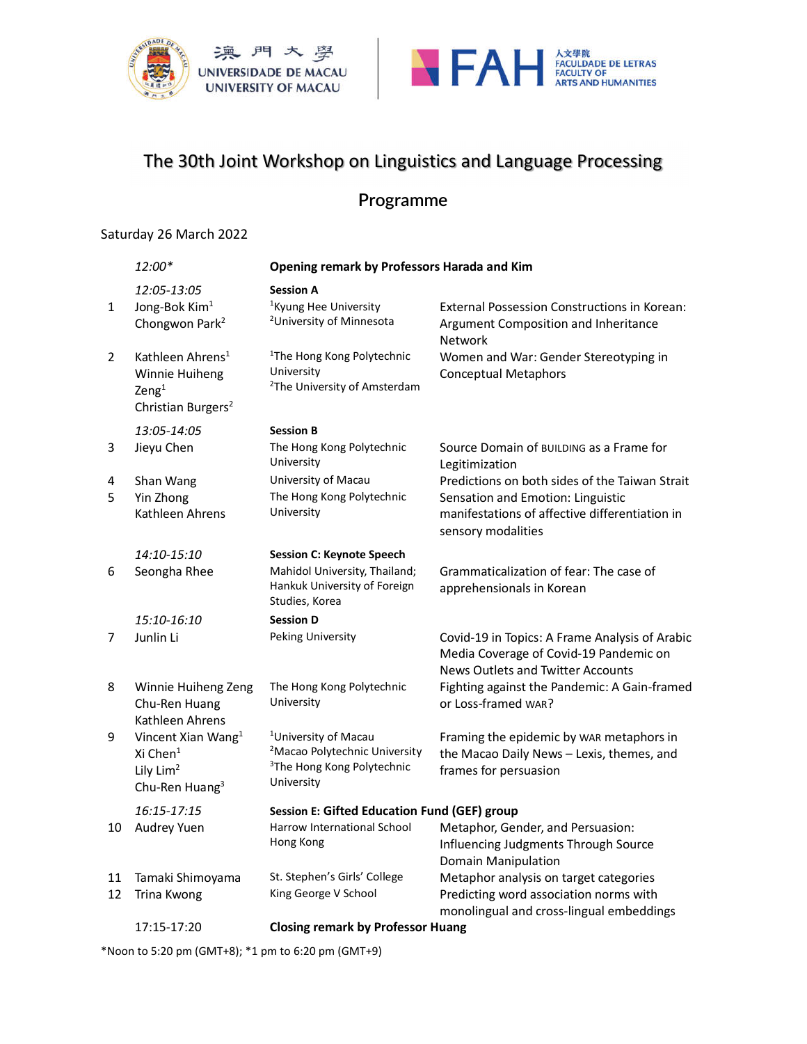澳門大學 UNIVERSIDADE DE MACAU UNIVERSITY OF MACAU | FAH 人文學院 FACULDADE DE LETRAS FACULTY OF ARTS AND HUMANITIES

# The 30th Joint Workshop on Linguistics and Language Processing

## Programme

Saturday 26 March 2022

| | Time / Speaker | Affiliation | Title |
|---|---|---|---|
| | *12:00** | **Opening remark by Professors Harada and Kim** | |
| | *12:05-13:05* | **Session A** | |
| 1 | Jong-Bok Kim[1]<br>Chongwon Park[2] | [1]Kyung Hee University<br>[2]University of Minnesota | External Possession Constructions in Korean: Argument Composition and Inheritance Network |
| 2 | Kathleen Ahrens[1]<br>Winnie Huiheng Zeng[1]<br>Christian Burgers[2] | [1]The Hong Kong Polytechnic University<br>[2]The University of Amsterdam | Women and War: Gender Stereotyping in Conceptual Metaphors |
| | *13:05-14:05* | **Session B** | |
| 3 | Jieyu Chen | The Hong Kong Polytechnic University | Source Domain of BUILDING as a Frame for Legitimization |
| 4 | Shan Wang | University of Macau | Predictions on both sides of the Taiwan Strait |
| 5 | Yin Zhong<br>Kathleen Ahrens | The Hong Kong Polytechnic University | Sensation and Emotion: Linguistic manifestations of affective differentiation in sensory modalities |
| | *14:10-15:10* | **Session C: Keynote Speech** | |
| 6 | Seongha Rhee | Mahidol University, Thailand; Hankuk University of Foreign Studies, Korea | Grammaticalization of fear: The case of apprehensionals in Korean |
| | *15:10-16:10* | **Session D** | |
| 7 | Junlin Li | Peking University | Covid-19 in Topics: A Frame Analysis of Arabic Media Coverage of Covid-19 Pandemic on News Outlets and Twitter Accounts |
| 8 | Winnie Huiheng Zeng<br>Chu-Ren Huang<br>Kathleen Ahrens | The Hong Kong Polytechnic University | Fighting against the Pandemic: A Gain-framed or Loss-framed WAR? |
| 9 | Vincent Xian Wang[1]<br>Xi Chen[1]<br>Lily Lim[2]<br>Chu-Ren Huang[3] | [1]University of Macau<br>[2]Macao Polytechnic University<br>[3]The Hong Kong Polytechnic University | Framing the epidemic by WAR metaphors in the Macao Daily News – Lexis, themes, and frames for persuasion |
| | *16:15-17:15* | **Session E: Gifted Education Fund (GEF) group** | |
| 10 | Audrey Yuen | Harrow International School Hong Kong | Metaphor, Gender, and Persuasion: Influencing Judgments Through Source Domain Manipulation |
| 11 | Tamaki Shimoyama | St. Stephen's Girls' College | Metaphor analysis on target categories |
| 12 | Trina Kwong | King George V School | Predicting word association norms with monolingual and cross-lingual embeddings |
| | 17:15-17:20 | **Closing remark by Professor Huang** | |

*Noon to 5:20 pm (GMT+8); *1 pm to 6:20 pm (GMT+9)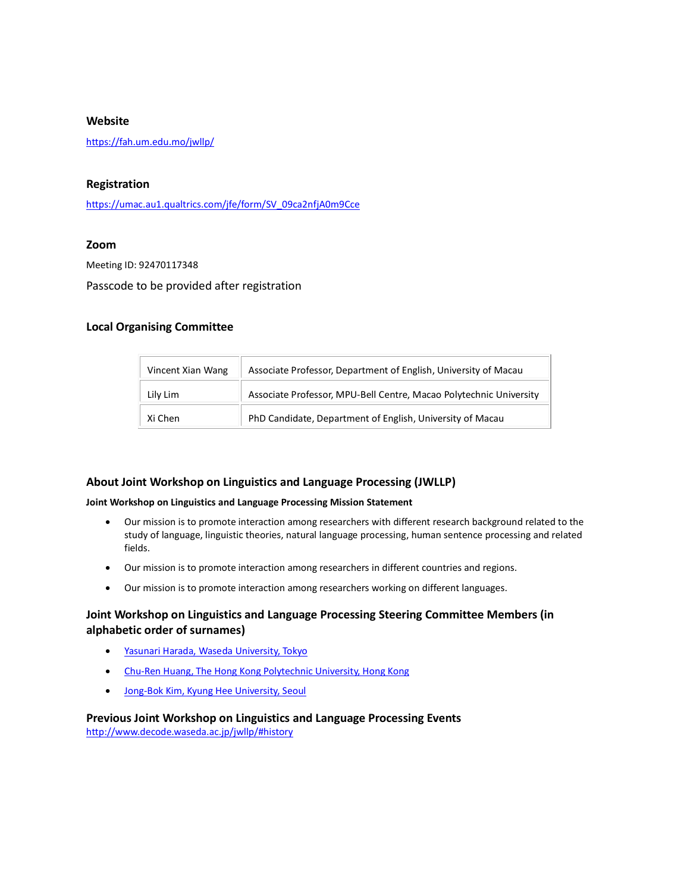### Website

https://fah.um.edu.mo/jwllp/

### Registration

https://umac.au1.qualtrics.com/jfe/form/SV_09ca2nfjA0m9Cce

### Zoom

Meeting ID: 92470117348

Passcode to be provided after registration

### Local Organising Committee

| | |
|---|---|
| Vincent Xian Wang | Associate Professor, Department of English, University of Macau |
| Lily Lim | Associate Professor, MPU-Bell Centre, Macao Polytechnic University |
| Xi Chen | PhD Candidate, Department of English, University of Macau |

### About Joint Workshop on Linguistics and Language Processing (JWLLP)

**Joint Workshop on Linguistics and Language Processing Mission Statement**

- Our mission is to promote interaction among researchers with different research background related to the study of language, linguistic theories, natural language processing, human sentence processing and related fields.
- Our mission is to promote interaction among researchers in different countries and regions.
- Our mission is to promote interaction among researchers working on different languages.

### Joint Workshop on Linguistics and Language Processing Steering Committee Members (in alphabetic order of surnames)

- Yasunari Harada, Waseda University, Tokyo
- Chu-Ren Huang, The Hong Kong Polytechnic University, Hong Kong
- Jong-Bok Kim, Kyung Hee University, Seoul

### Previous Joint Workshop on Linguistics and Language Processing Events

http://www.decode.waseda.ac.jp/jwllp/#history